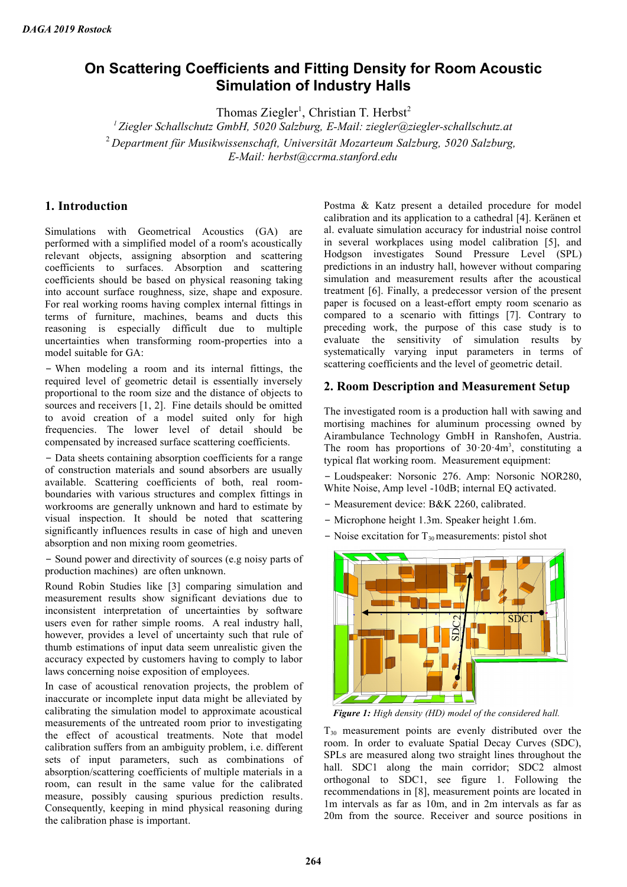# On Scattering Coefficients and Fitting Density for Room Acoustic Simulation of Industry Halls

Thomas Ziegler[1], Christian T. Herbst[2]

[1] *Ziegler Schallschutz GmbH, 5020 Salzburg, E-Mail: ziegler@ziegler-schallschutz.at*

[2] *Department für Musikwissenschaft, Universität Mozarteum Salzburg, 5020 Salzburg, E-Mail: herbst@ccrma.stanford.edu*

## 1. Introduction

Simulations with Geometrical Acoustics (GA) are performed with a simplified model of a room's acoustically relevant objects, assigning absorption and scattering coefficients to surfaces. Absorption and scattering coefficients should be based on physical reasoning taking into account surface roughness, size, shape and exposure. For real working rooms having complex internal fittings in terms of furniture, machines, beams and ducts this reasoning is especially difficult due to multiple uncertainties when transforming room-properties into a model suitable for GA:

- When modeling a room and its internal fittings, the required level of geometric detail is essentially inversely proportional to the room size and the distance of objects to sources and receivers [1, 2]. Fine details should be omitted to avoid creation of a model suited only for high frequencies. The lower level of detail should be compensated by increased surface scattering coefficients.
- Data sheets containing absorption coefficients for a range of construction materials and sound absorbers are usually available. Scattering coefficients of both, real room-boundaries with various structures and complex fittings in workrooms are generally unknown and hard to estimate by visual inspection. It should be noted that scattering significantly influences results in case of high and uneven absorption and non mixing room geometries.
- Sound power and directivity of sources (e.g noisy parts of production machines) are often unknown.

Round Robin Studies like [3] comparing simulation and measurement results show significant deviations due to inconsistent interpretation of uncertainties by software users even for rather simple rooms. A real industry hall, however, provides a level of uncertainty such that rule of thumb estimations of input data seem unrealistic given the accuracy expected by customers having to comply to labor laws concerning noise exposition of employees.

In case of acoustical renovation projects, the problem of inaccurate or incomplete input data might be alleviated by calibrating the simulation model to approximate acoustical measurements of the untreated room prior to investigating the effect of acoustical treatments. Note that model calibration suffers from an ambiguity problem, i.e. different sets of input parameters, such as combinations of absorption/scattering coefficients of multiple materials in a room, can result in the same value for the calibrated measure, possibly causing spurious prediction results. Consequently, keeping in mind physical reasoning during the calibration phase is important.

Postma & Katz present a detailed procedure for model calibration and its application to a cathedral [4]. Keränen et al. evaluate simulation accuracy for industrial noise control in several workplaces using model calibration [5], and Hodgson investigates Sound Pressure Level (SPL) predictions in an industry hall, however without comparing simulation and measurement results after the acoustical treatment [6]. Finally, a predecessor version of the present paper is focused on a least-effort empty room scenario as compared to a scenario with fittings [7]. Contrary to preceding work, the purpose of this case study is to evaluate the sensitivity of simulation results by systematically varying input parameters in terms of scattering coefficients and the level of geometric detail.

## 2. Room Description and Measurement Setup

The investigated room is a production hall with sawing and mortising machines for aluminum processing owned by Airambulance Technology GmbH in Ranshofen, Austria. The room has proportions of $30 \cdot 20 \cdot 4 m^3$, constituting a typical flat working room. Measurement equipment:

- Loudspeaker: Norsonic 276. Amp: Norsonic NOR280, White Noise, Amp level -10dB; internal EQ activated.
- Measurement device: B&K 2260, calibrated.
- Microphone height 1.3m. Speaker height 1.6m.
- Noise excitation for $T_{30}$ measurements: pistol shot

***Figure 1:*** *High density (HD) model of the considered hall.*

$T_{30}$ measurement points are evenly distributed over the room. In order to evaluate Spatial Decay Curves (SDC), SPLs are measured along two straight lines throughout the hall. SDC1 along the main corridor; SDC2 almost orthogonal to SDC1, see figure 1. Following the recommendations in [8], measurement points are located in 1m intervals as far as 10m, and in 2m intervals as far as 20m from the source. Receiver and source positions in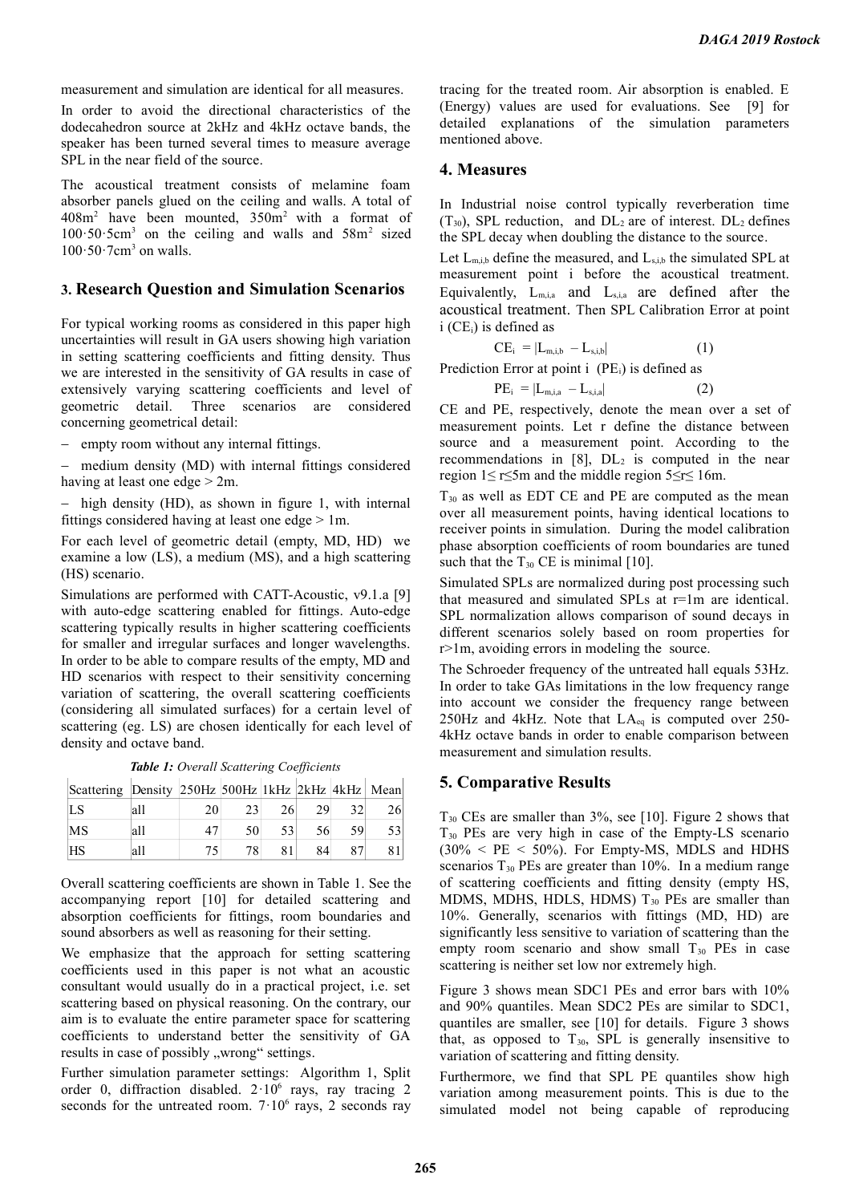measurement and simulation are identical for all measures.

In order to avoid the directional characteristics of the dodecahedron source at 2kHz and 4kHz octave bands, the speaker has been turned several times to measure average SPL in the near field of the source.

The acoustical treatment consists of melamine foam absorber panels glued on the ceiling and walls. A total of 408m$^2$ have been mounted, 350m$^2$ with a format of 100·50·5cm$^3$ on the ceiling and walls and 58m$^2$ sized 100·50·7cm$^3$ on walls.

## 3. Research Question and Simulation Scenarios

For typical working rooms as considered in this paper high uncertainties will result in GA users showing high variation in setting scattering coefficients and fitting density. Thus we are interested in the sensitivity of GA results in case of extensively varying scattering coefficients and level of geometric detail. Three scenarios are considered concerning geometrical detail:

- empty room without any internal fittings.
- medium density (MD) with internal fittings considered having at least one edge > 2m.
- high density (HD), as shown in figure 1, with internal fittings considered having at least one edge > 1m.

For each level of geometric detail (empty, MD, HD) we examine a low (LS), a medium (MS), and a high scattering (HS) scenario.

Simulations are performed with CATT-Acoustic, v9.1.a [9] with auto-edge scattering enabled for fittings. Auto-edge scattering typically results in higher scattering coefficients for smaller and irregular surfaces and longer wavelengths. In order to be able to compare results of the empty, MD and HD scenarios with respect to their sensitivity concerning variation of scattering, the overall scattering coefficients (considering all simulated surfaces) for a certain level of scattering (eg. LS) are chosen identically for each level of density and octave band.

***Table 1:*** *Overall Scattering Coefficients*

| Scattering | Density | 250Hz | 500Hz | 1kHz | 2kHz | 4kHz | Mean |
|---|---|---|---|---|---|---|---|
| LS | all | 20 | 23 | 26 | 29 | 32 | 26 |
| MS | all | 47 | 50 | 53 | 56 | 59 | 53 |
| HS | all | 75 | 78 | 81 | 84 | 87 | 81 |

Overall scattering coefficients are shown in Table 1. See the accompanying report [10] for detailed scattering and absorption coefficients for fittings, room boundaries and sound absorbers as well as reasoning for their setting.

We emphasize that the approach for setting scattering coefficients used in this paper is not what an acoustic consultant would usually do in a practical project, i.e. set scattering based on physical reasoning. On the contrary, our aim is to evaluate the entire parameter space for scattering coefficients to understand better the sensitivity of GA results in case of possibly „wrong" settings.

Further simulation parameter settings: Algorithm 1, Split order 0, diffraction disabled. 2·10$^6$ rays, ray tracing 2 seconds for the untreated room. 7·10$^6$ rays, 2 seconds ray tracing for the treated room. Air absorption is enabled. E (Energy) values are used for evaluations. See [9] for detailed explanations of the simulation parameters mentioned above.

## 4. Measures

In Industrial noise control typically reverberation time ($T_{30}$), SPL reduction, and $DL_2$ are of interest. $DL_2$ defines the SPL decay when doubling the distance to the source.

Let $L_{m,i,b}$ define the measured, and $L_{s,i,b}$ the simulated SPL at measurement point i before the acoustical treatment. Equivalently, $L_{m,i,a}$ and $L_{s,i,a}$ are defined after the acoustical treatment. Then SPL Calibration Error at point i ($CE_i$) is defined as

$$CE_i = |L_{m,i,b} - L_{s,i,b}| \qquad (1)$$

Prediction Error at point i ($PE_i$) is defined as

$$PE_i = |L_{m,i,a} - L_{s,i,a}| \qquad (2)$$

CE and PE, respectively, denote the mean over a set of measurement points. Let r define the distance between source and a measurement point. According to the recommendations in [8], $DL_2$ is computed in the near region $1 \leq r \leq 5$m and the middle region $5 \leq r \leq 16$m.

$T_{30}$ as well as EDT CE and PE are computed as the mean over all measurement points, having identical locations to receiver points in simulation. During the model calibration phase absorption coefficients of room boundaries are tuned such that the $T_{30}$ CE is minimal [10].

Simulated SPLs are normalized during post processing such that measured and simulated SPLs at r=1m are identical. SPL normalization allows comparison of sound decays in different scenarios solely based on room properties for r>1m, avoiding errors in modeling the source.

The Schroeder frequency of the untreated hall equals 53Hz. In order to take GAs limitations in the low frequency range into account we consider the frequency range between 250Hz and 4kHz. Note that $LA_{eq}$ is computed over 250-4kHz octave bands in order to enable comparison between measurement and simulation results.

## 5. Comparative Results

$T_{30}$ CEs are smaller than 3%, see [10]. Figure 2 shows that $T_{30}$ PEs are very high in case of the Empty-LS scenario (30% < PE < 50%). For Empty-MS, MDLS and HDHS scenarios $T_{30}$ PEs are greater than 10%. In a medium range of scattering coefficients and fitting density (empty HS, MDMS, MDHS, HDLS, HDMS) $T_{30}$ PEs are smaller than 10%. Generally, scenarios with fittings (MD, HD) are significantly less sensitive to variation of scattering than the empty room scenario and show small $T_{30}$ PEs in case scattering is neither set low nor extremely high.

Figure 3 shows mean SDC1 PEs and error bars with 10% and 90% quantiles. Mean SDC2 PEs are similar to SDC1, quantiles are smaller, see [10] for details. Figure 3 shows that, as opposed to $T_{30}$, SPL is generally insensitive to variation of scattering and fitting density.

Furthermore, we find that SPL PE quantiles show high variation among measurement points. This is due to the simulated model not being capable of reproducing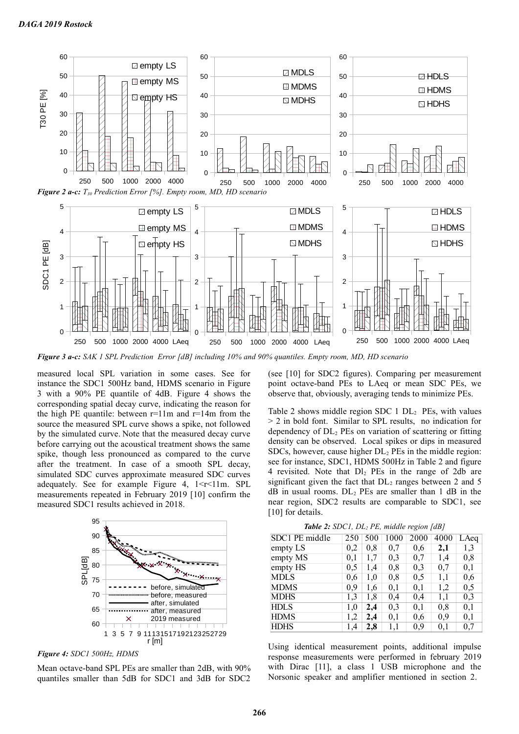*Figure 2 a-c: $T_{30}$ Prediction Error [%]. Empty room, MD, HD scenario*

*Figure 3 a-c: SAK 1 SPL Prediction Error [dB] including 10% and 90% quantiles. Empty room, MD, HD scenario*

measured local SPL variation in some cases. See for instance the SDC1 500Hz band, HDMS scenario in Figure 3 with a 90% PE quantile of 4dB. Figure 4 shows the corresponding spatial decay curve, indicating the reason for the high PE quantile: between r=11m and r=14m from the source the measured SPL curve shows a spike, not followed by the simulated curve. Note that the measured decay curve before carrying out the acoustical treatment shows the same spike, though less pronounced as compared to the curve after the treatment. In case of a smooth SPL decay, simulated SDC curves approximate measured SDC curves adequately. See for example Figure 4, 1<r<11m. SPL measurements repeated in February 2019 [10] confirm the measured SDC1 results achieved in 2018.

*Figure 4: SDC1 500Hz, HDMS*

Mean octave-band SPL PEs are smaller than 2dB, with 90% quantiles smaller than 5dB for SDC1 and 3dB for SDC2 (see [10] for SDC2 figures). Comparing per measurement point octave-band PEs to LAeq or mean SDC PEs, we observe that, obviously, averaging tends to minimize PEs.

Table 2 shows middle region SDC 1 $DL_2$ PEs, with values > 2 in bold font. Similar to SPL results, no indication for dependency of $DL_2$ PEs on variation of scattering or fitting density can be observed. Local spikes or dips in measured SDCs, however, cause higher $DL_2$ PEs in the middle region: see for instance, SDC1, HDMS 500Hz in Table 2 and figure 4 revisited. Note that $Dl_2$ PEs in the range of 2db are significant given the fact that $DL_2$ ranges between 2 and 5 dB in usual rooms. $DL_2$ PEs are smaller than 1 dB in the near region, SDC2 results are comparable to SDC1, see [10] for details.

***Table 2:** SDC1, $DL_2$ PE, middle region [dB]*

| SDC1 PE middle | 250 | 500 | 1000 | 2000 | 4000 | LAeq |
|---|---|---|---|---|---|---|
| empty LS | 0,2 | 0,8 | 0,7 | 0,6 | **2,1** | 1,3 |
| empty MS | 0,1 | 1,7 | 0,3 | 0,7 | 1,4 | 0,8 |
| empty HS | 0,5 | 1,4 | 0,8 | 0,3 | 0,7 | 0,1 |
| MDLS | 0,6 | 1,0 | 0,8 | 0,5 | 1,1 | 0,6 |
| MDMS | 0,9 | 1,6 | 0,1 | 0,1 | 1,2 | 0,5 |
| MDHS | 1,3 | 1,8 | 0,4 | 0,4 | 1,1 | 0,3 |
| HDLS | 1,0 | **2,4** | 0,3 | 0,1 | 0,8 | 0,1 |
| HDMS | 1,2 | **2,4** | 0,1 | 0,6 | 0,9 | 0,1 |
| HDHS | 1,4 | **2,8** | 1,1 | 0,9 | 0,1 | 0,7 |

Using identical measurement points, additional impulse response measurements were performed in february 2019 with Dirac [11], a class 1 USB microphone and the Norsonic speaker and amplifier mentioned in section 2.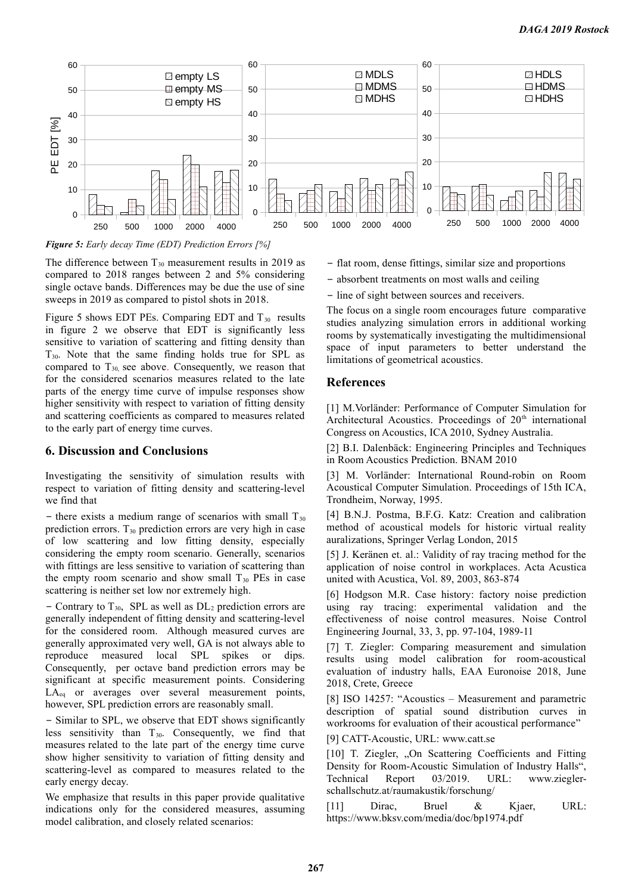60
50
40
30
20
10
0
PE EDT [%]
250 500 1000 2000 4000
empty LS
empty MS
empty HS

60
50
40
30
20
10
0
250 500 1000 2000 4000
MDLS
MDMS
MDHS

60
50
40
30
20
10
0
250 500 1000 2000 4000
HDLS
HDMS
HDHS

***Figure 5:*** *Early decay Time (EDT) Prediction Errors [%]*

The difference between $T_{30}$ measurement results in 2019 as compared to 2018 ranges between 2 and 5% considering single octave bands. Differences may be due the use of sine sweeps in 2019 as compared to pistol shots in 2018.

Figure 5 shows EDT PEs. Comparing EDT and $T_{30}$ results in figure 2 we observe that EDT is significantly less sensitive to variation of scattering and fitting density than $T_{30}$. Note that the same finding holds true for SPL as compared to $T_{30}$, see above. Consequently, we reason that for the considered scenarios measures related to the late parts of the energy time curve of impulse responses show higher sensitivity with respect to variation of fitting density and scattering coefficients as compared to measures related to the early part of energy time curves.

## 6. Discussion and Conclusions

Investigating the sensitivity of simulation results with respect to variation of fitting density and scattering-level we find that

- there exists a medium range of scenarios with small $T_{30}$ prediction errors. $T_{30}$ prediction errors are very high in case of low scattering and low fitting density, especially considering the empty room scenario. Generally, scenarios with fittings are less sensitive to variation of scattering than the empty room scenario and show small $T_{30}$ PEs in case scattering is neither set low nor extremely high.
- Contrary to $T_{30}$, SPL as well as $DL_2$ prediction errors are generally independent of fitting density and scattering-level for the considered room. Although measured curves are generally approximated very well, GA is not always able to reproduce measured local SPL spikes or dips. Consequently, per octave band prediction errors may be significant at specific measurement points. Considering $LA_{eq}$ or averages over several measurement points, however, SPL prediction errors are reasonably small.
- Similar to SPL, we observe that EDT shows significantly less sensitivity than $T_{30}$. Consequently, we find that measures related to the late part of the energy time curve show higher sensitivity to variation of fitting density and scattering-level as compared to measures related to the early energy decay.

We emphasize that results in this paper provide qualitative indications only for the considered measures, assuming model calibration, and closely related scenarios:

- flat room, dense fittings, similar size and proportions
- absorbent treatments on most walls and ceiling
- line of sight between sources and receivers.

The focus on a single room encourages future comparative studies analyzing simulation errors in additional working rooms by systematically investigating the multidimensional space of input parameters to better understand the limitations of geometrical acoustics.

## References

[1] M.Vorländer: Performance of Computer Simulation for Architectural Acoustics. Proceedings of 20th international Congress on Acoustics, ICA 2010, Sydney Australia.

[2] B.I. Dalenbäck: Engineering Principles and Techniques in Room Acoustics Prediction. BNAM 2010

[3] M. Vorländer: International Round-robin on Room Acoustical Computer Simulation. Proceedings of 15th ICA, Trondheim, Norway, 1995.

[4] B.N.J. Postma, B.F.G. Katz: Creation and calibration method of acoustical models for historic virtual reality auralizations, Springer Verlag London, 2015

[5] J. Keränen et. al.: Validity of ray tracing method for the application of noise control in workplaces. Acta Acustica united with Acustica, Vol. 89, 2003, 863-874

[6] Hodgson M.R. Case history: factory noise prediction using ray tracing: experimental validation and the effectiveness of noise control measures. Noise Control Engineering Journal, 33, 3, pp. 97-104, 1989-11

[7] T. Ziegler: Comparing measurement and simulation results using model calibration for room-acoustical evaluation of industry halls, EAA Euronoise 2018, June 2018, Crete, Greece

[8] ISO 14257: "Acoustics – Measurement and parametric description of spatial sound distribution curves in workrooms for evaluation of their acoustical performance"

[9] CATT-Acoustic, URL: www.catt.se

[10] T. Ziegler, „On Scattering Coefficients and Fitting Density for Room-Acoustic Simulation of Industry Halls", Technical Report 03/2019. URL: www.ziegler-schallschutz.at/raumakustik/forschung/

[11] Dirac, Bruel & Kjaer, URL: https://www.bksv.com/media/doc/bp1974.pdf